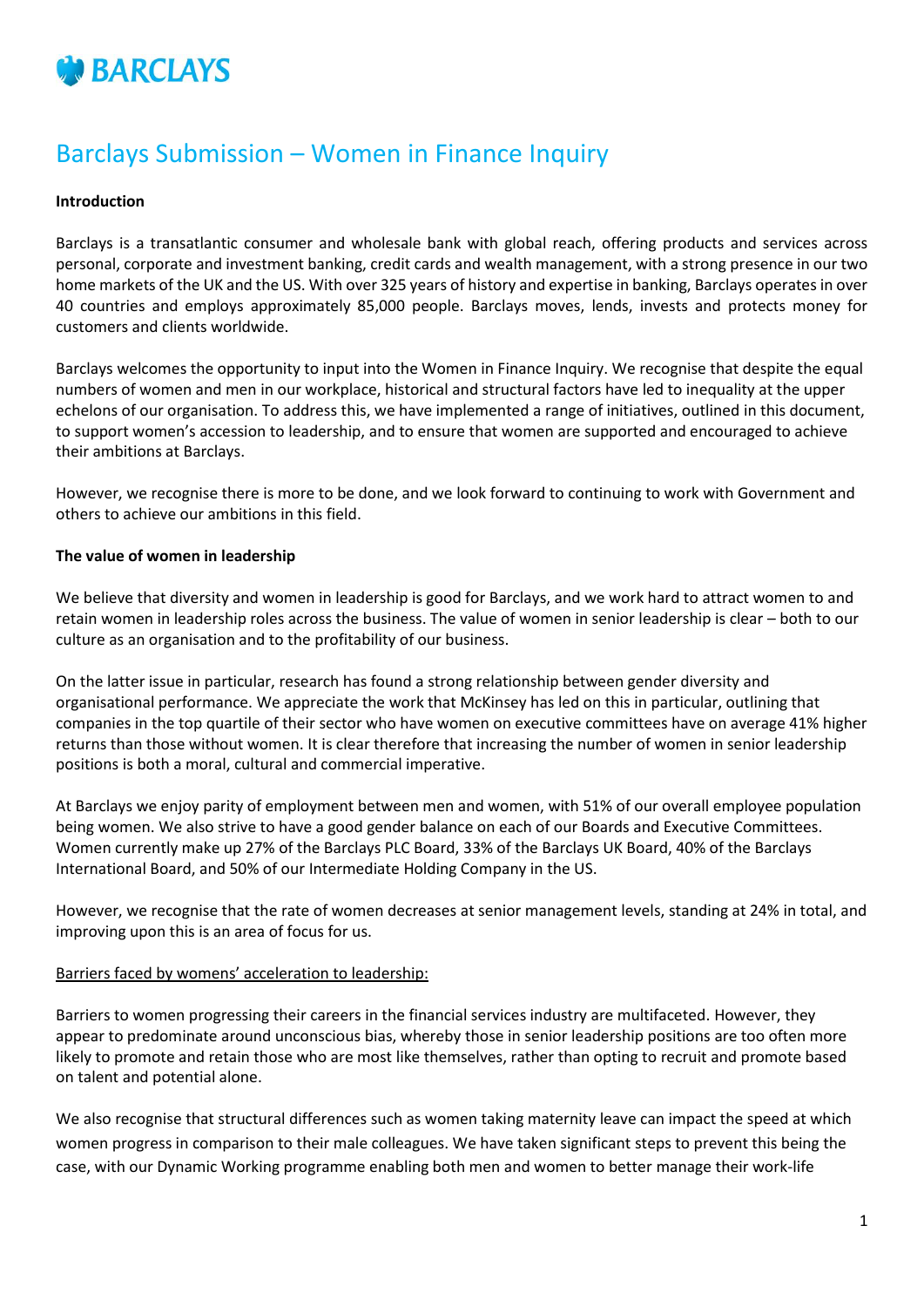BARCLAYS

# Barclays Submission – Women in Finance Inquiry

**Introduction**

Barclays is a transatlantic consumer and wholesale bank with global reach, offering products and services across personal, corporate and investment banking, credit cards and wealth management, with a strong presence in our two home markets of the UK and the US. With over 325 years of history and expertise in banking, Barclays operates in over 40 countries and employs approximately 85,000 people. Barclays moves, lends, invests and protects money for customers and clients worldwide.

Barclays welcomes the opportunity to input into the Women in Finance Inquiry. We recognise that despite the equal numbers of women and men in our workplace, historical and structural factors have led to inequality at the upper echelons of our organisation. To address this, we have implemented a range of initiatives, outlined in this document, to support women's accession to leadership, and to ensure that women are supported and encouraged to achieve their ambitions at Barclays.

However, we recognise there is more to be done, and we look forward to continuing to work with Government and others to achieve our ambitions in this field.

**The value of women in leadership**

We believe that diversity and women in leadership is good for Barclays, and we work hard to attract women to and retain women in leadership roles across the business. The value of women in senior leadership is clear – both to our culture as an organisation and to the profitability of our business.

On the latter issue in particular, research has found a strong relationship between gender diversity and organisational performance. We appreciate the work that McKinsey has led on this in particular, outlining that companies in the top quartile of their sector who have women on executive committees have on average 41% higher returns than those without women. It is clear therefore that increasing the number of women in senior leadership positions is both a moral, cultural and commercial imperative.

At Barclays we enjoy parity of employment between men and women, with 51% of our overall employee population being women. We also strive to have a good gender balance on each of our Boards and Executive Committees. Women currently make up 27% of the Barclays PLC Board, 33% of the Barclays UK Board, 40% of the Barclays International Board, and 50% of our Intermediate Holding Company in the US.

However, we recognise that the rate of women decreases at senior management levels, standing at 24% in total, and improving upon this is an area of focus for us.

<u>Barriers faced by womens' acceleration to leadership:</u>

Barriers to women progressing their careers in the financial services industry are multifaceted. However, they appear to predominate around unconscious bias, whereby those in senior leadership positions are too often more likely to promote and retain those who are most like themselves, rather than opting to recruit and promote based on talent and potential alone.

We also recognise that structural differences such as women taking maternity leave can impact the speed at which women progress in comparison to their male colleagues. We have taken significant steps to prevent this being the case, with our Dynamic Working programme enabling both men and women to better manage their work-life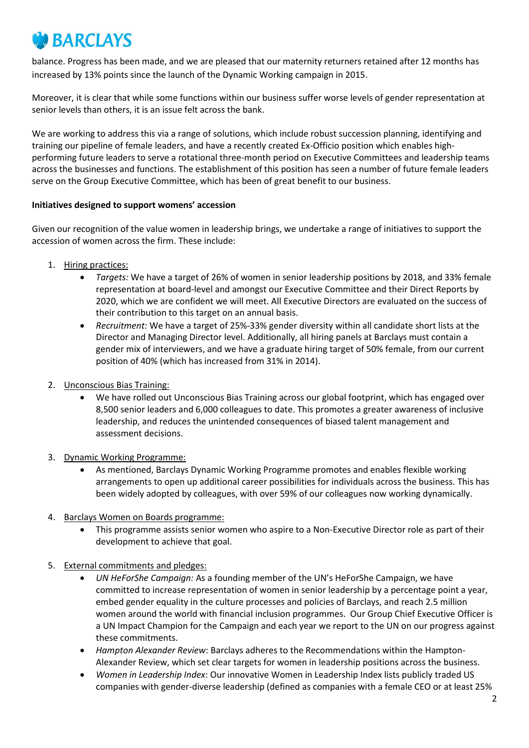balance. Progress has been made, and we are pleased that our maternity returners retained after 12 months has increased by 13% points since the launch of the Dynamic Working campaign in 2015.

Moreover, it is clear that while some functions within our business suffer worse levels of gender representation at senior levels than others, it is an issue felt across the bank.

We are working to address this via a range of solutions, which include robust succession planning, identifying and training our pipeline of female leaders, and have a recently created Ex-Officio position which enables high-performing future leaders to serve a rotational three-month period on Executive Committees and leadership teams across the businesses and functions. The establishment of this position has seen a number of future female leaders serve on the Group Executive Committee, which has been of great benefit to our business.

**Initiatives designed to support womens' accession**

Given our recognition of the value women in leadership brings, we undertake a range of initiatives to support the accession of women across the firm. These include:

1. Hiring practices:
    - *Targets:* We have a target of 26% of women in senior leadership positions by 2018, and 33% female representation at board-level and amongst our Executive Committee and their Direct Reports by 2020, which we are confident we will meet. All Executive Directors are evaluated on the success of their contribution to this target on an annual basis.
    - *Recruitment:* We have a target of 25%-33% gender diversity within all candidate short lists at the Director and Managing Director level. Additionally, all hiring panels at Barclays must contain a gender mix of interviewers, and we have a graduate hiring target of 50% female, from our current position of 40% (which has increased from 31% in 2014).

2. Unconscious Bias Training:
    - We have rolled out Unconscious Bias Training across our global footprint, which has engaged over 8,500 senior leaders and 6,000 colleagues to date. This promotes a greater awareness of inclusive leadership, and reduces the unintended consequences of biased talent management and assessment decisions.

3. Dynamic Working Programme:
    - As mentioned, Barclays Dynamic Working Programme promotes and enables flexible working arrangements to open up additional career possibilities for individuals across the business. This has been widely adopted by colleagues, with over 59% of our colleagues now working dynamically.

4. Barclays Women on Boards programme:
    - This programme assists senior women who aspire to a Non-Executive Director role as part of their development to achieve that goal.

5. External commitments and pledges:
    - *UN HeForShe Campaign:* As a founding member of the UN's HeForShe Campaign, we have committed to increase representation of women in senior leadership by a percentage point a year, embed gender equality in the culture processes and policies of Barclays, and reach 2.5 million women around the world with financial inclusion programmes. Our Group Chief Executive Officer is a UN Impact Champion for the Campaign and each year we report to the UN on our progress against these commitments.
    - *Hampton Alexander Review*: Barclays adheres to the Recommendations within the Hampton-Alexander Review, which set clear targets for women in leadership positions across the business.
    - *Women in Leadership Index*: Our innovative Women in Leadership Index lists publicly traded US companies with gender-diverse leadership (defined as companies with a female CEO or at least 25%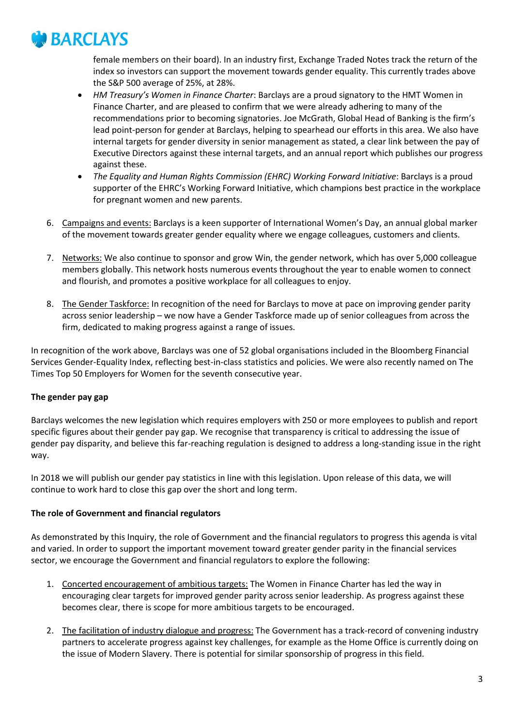female members on their board). In an industry first, Exchange Traded Notes track the return of the index so investors can support the movement towards gender equality. This currently trades above the S&P 500 average of 25%, at 28%.

- *HM Treasury's Women in Finance Charter*: Barclays are a proud signatory to the HMT Women in Finance Charter, and are pleased to confirm that we were already adhering to many of the recommendations prior to becoming signatories. Joe McGrath, Global Head of Banking is the firm's lead point-person for gender at Barclays, helping to spearhead our efforts in this area. We also have internal targets for gender diversity in senior management as stated, a clear link between the pay of Executive Directors against these internal targets, and an annual report which publishes our progress against these.
- *The Equality and Human Rights Commission (EHRC) Working Forward Initiative*: Barclays is a proud supporter of the EHRC's Working Forward Initiative, which champions best practice in the workplace for pregnant women and new parents.

6. Campaigns and events: Barclays is a keen supporter of International Women's Day, an annual global marker of the movement towards greater gender equality where we engage colleagues, customers and clients.

7. Networks: We also continue to sponsor and grow Win, the gender network, which has over 5,000 colleague members globally. This network hosts numerous events throughout the year to enable women to connect and flourish, and promotes a positive workplace for all colleagues to enjoy.

8. The Gender Taskforce: In recognition of the need for Barclays to move at pace on improving gender parity across senior leadership – we now have a Gender Taskforce made up of senior colleagues from across the firm, dedicated to making progress against a range of issues.

In recognition of the work above, Barclays was one of 52 global organisations included in the Bloomberg Financial Services Gender-Equality Index, reflecting best-in-class statistics and policies. We were also recently named on The Times Top 50 Employers for Women for the seventh consecutive year.

**The gender pay gap**

Barclays welcomes the new legislation which requires employers with 250 or more employees to publish and report specific figures about their gender pay gap. We recognise that transparency is critical to addressing the issue of gender pay disparity, and believe this far-reaching regulation is designed to address a long-standing issue in the right way.

In 2018 we will publish our gender pay statistics in line with this legislation. Upon release of this data, we will continue to work hard to close this gap over the short and long term.

**The role of Government and financial regulators**

As demonstrated by this Inquiry, the role of Government and the financial regulators to progress this agenda is vital and varied. In order to support the important movement toward greater gender parity in the financial services sector, we encourage the Government and financial regulators to explore the following:

1. Concerted encouragement of ambitious targets: The Women in Finance Charter has led the way in encouraging clear targets for improved gender parity across senior leadership. As progress against these becomes clear, there is scope for more ambitious targets to be encouraged.

2. The facilitation of industry dialogue and progress: The Government has a track-record of convening industry partners to accelerate progress against key challenges, for example as the Home Office is currently doing on the issue of Modern Slavery. There is potential for similar sponsorship of progress in this field.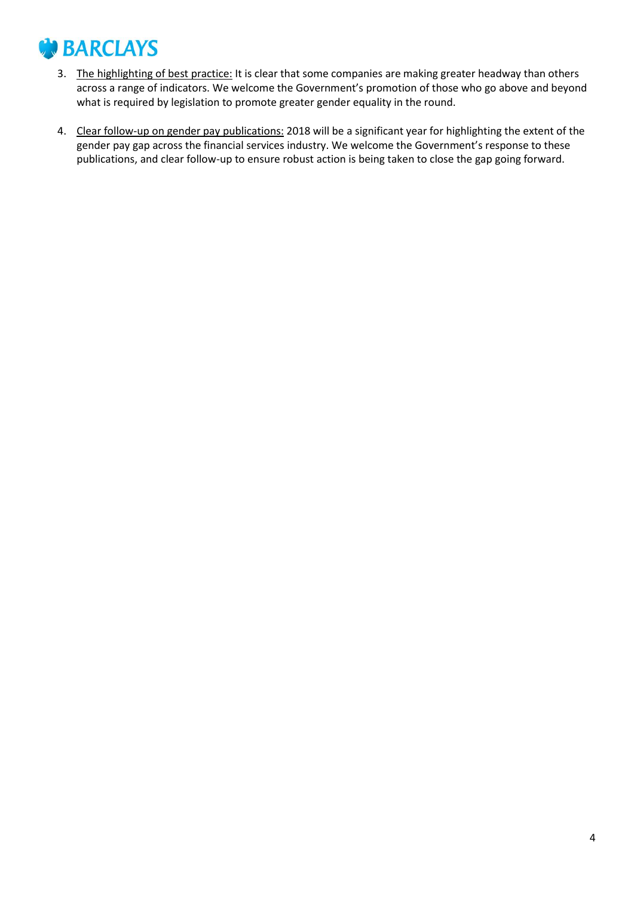3. The highlighting of best practice: It is clear that some companies are making greater headway than others across a range of indicators. We welcome the Government's promotion of those who go above and beyond what is required by legislation to promote greater gender equality in the round.

4. Clear follow-up on gender pay publications: 2018 will be a significant year for highlighting the extent of the gender pay gap across the financial services industry. We welcome the Government's response to these publications, and clear follow-up to ensure robust action is being taken to close the gap going forward.